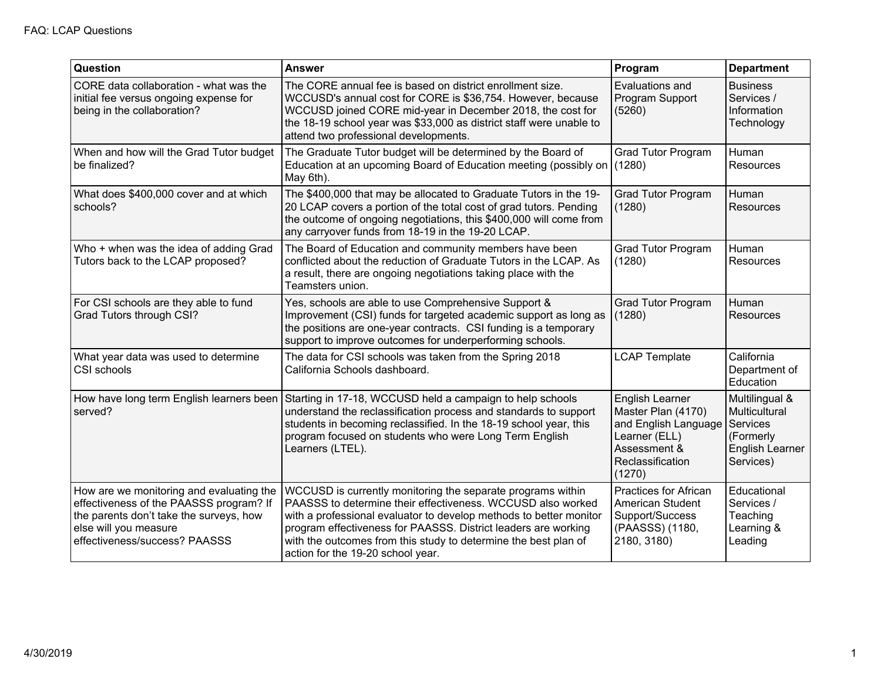FAQ: LCAP Questions

| Question | Answer | Program | Department |
|---|---|---|---|
| CORE data collaboration - what was the initial fee versus ongoing expense for being in the collaboration? | The CORE annual fee is based on district enrollment size. WCCUSD's annual cost for CORE is $36,754. However, because WCCUSD joined CORE mid-year in December 2018, the cost for the 18-19 school year was $33,000 as district staff were unable to attend two professional developments. | Evaluations and Program Support (5260) | Business Services / Information Technology |
| When and how will the Grad Tutor budget be finalized? | The Graduate Tutor budget will be determined by the Board of Education at an upcoming Board of Education meeting (possibly on May 6th). | Grad Tutor Program (1280) | Human Resources |
| What does $400,000 cover and at which schools? | The $400,000 that may be allocated to Graduate Tutors in the 19-20 LCAP covers a portion of the total cost of grad tutors. Pending the outcome of ongoing negotiations, this $400,000 will come from any carryover funds from 18-19 in the 19-20 LCAP. | Grad Tutor Program (1280) | Human Resources |
| Who + when was the idea of adding Grad Tutors back to the LCAP proposed? | The Board of Education and community members have been conflicted about the reduction of Graduate Tutors in the LCAP. As a result, there are ongoing negotiations taking place with the Teamsters union. | Grad Tutor Program (1280) | Human Resources |
| For CSI schools are they able to fund Grad Tutors through CSI? | Yes, schools are able to use Comprehensive Support & Improvement (CSI) funds for targeted academic support as long as the positions are one-year contracts. CSI funding is a temporary support to improve outcomes for underperforming schools. | Grad Tutor Program (1280) | Human Resources |
| What year data was used to determine CSI schools | The data for CSI schools was taken from the Spring 2018 California Schools dashboard. | LCAP Template | California Department of Education |
| How have long term English learners been served? | Starting in 17-18, WCCUSD held a campaign to help schools understand the reclassification process and standards to support students in becoming reclassified. In the 18-19 school year, this program focused on students who were Long Term English Learners (LTEL). | English Learner Master Plan (4170) and English Language Learner (ELL) Assessment & Reclassification (1270) | Multilingual & Multicultural Services (Formerly English Learner Services) |
| How are we monitoring and evaluating the effectiveness of the PAASSS program? If the parents don't take the surveys, how else will you measure effectiveness/success? PAASSS | WCCUSD is currently monitoring the separate programs within PAASSS to determine their effectiveness. WCCUSD also worked with a professional evaluator to develop methods to better monitor program effectiveness for PAASSS. District leaders are working with the outcomes from this study to determine the best plan of action for the 19-20 school year. | Practices for African American Student Support/Success (PAASSS) (1180, 2180, 3180) | Educational Services / Teaching Learning & Leading |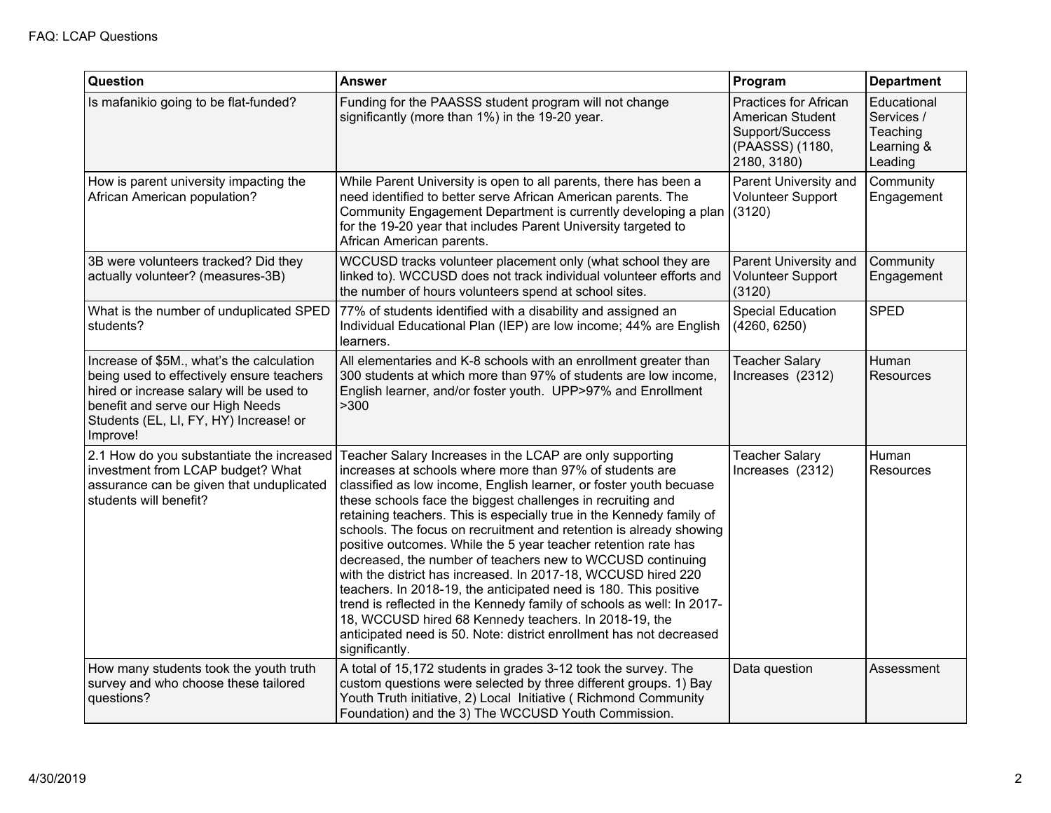| Question | Answer | Program | Department |
| --- | --- | --- | --- |
| Is mafanikio going to be flat-funded? | Funding for the PAASSS student program will not change significantly (more than 1%) in the 19-20 year. | Practices for African American Student Support/Success (PAASSS) (1180, 2180, 3180) | Educational Services / Teaching Learning & Leading |
| How is parent university impacting the African American population? | While Parent University is open to all parents, there has been a need identified to better serve African American parents. The Community Engagement Department is currently developing a plan for the 19-20 year that includes Parent University targeted to African American parents. | Parent University and Volunteer Support (3120) | Community Engagement |
| 3B were volunteers tracked? Did they actually volunteer? (measures-3B) | WCCUSD tracks volunteer placement only (what school they are linked to). WCCUSD does not track individual volunteer efforts and the number of hours volunteers spend at school sites. | Parent University and Volunteer Support (3120) | Community Engagement |
| What is the number of unduplicated SPED students? | 77% of students identified with a disability and assigned an Individual Educational Plan (IEP) are low income; 44% are English learners. | Special Education (4260, 6250) | SPED |
| Increase of $5M., what's the calculation being used to effectively ensure teachers hired or increase salary will be used to benefit and serve our High Needs Students (EL, LI, FY, HY) Increase! or Improve! | All elementaries and K-8 schools with an enrollment greater than 300 students at which more than 97% of students are low income, English learner, and/or foster youth. UPP>97% and Enrollment >300 | Teacher Salary Increases (2312) | Human Resources |
| 2.1 How do you substantiate the increased investment from LCAP budget? What assurance can be given that unduplicated students will benefit? | Teacher Salary Increases in the LCAP are only supporting increases at schools where more than 97% of students are classified as low income, English learner, or foster youth becuase these schools face the biggest challenges in recruiting and retaining teachers. This is especially true in the Kennedy family of schools. The focus on recruitment and retention is already showing positive outcomes. While the 5 year teacher retention rate has decreased, the number of teachers new to WCCUSD continuing with the district has increased. In 2017-18, WCCUSD hired 220 teachers. In 2018-19, the anticipated need is 180. This positive trend is reflected in the Kennedy family of schools as well: In 2017-18, WCCUSD hired 68 Kennedy teachers. In 2018-19, the anticipated need is 50. Note: district enrollment has not decreased significantly. | Teacher Salary Increases (2312) | Human Resources |
| How many students took the youth truth survey and who choose these tailored questions? | A total of 15,172 students in grades 3-12 took the survey. The custom questions were selected by three different groups. 1) Bay Youth Truth initiative, 2) Local Initiative ( Richmond Community Foundation) and the 3) The WCCUSD Youth Commission. | Data question | Assessment |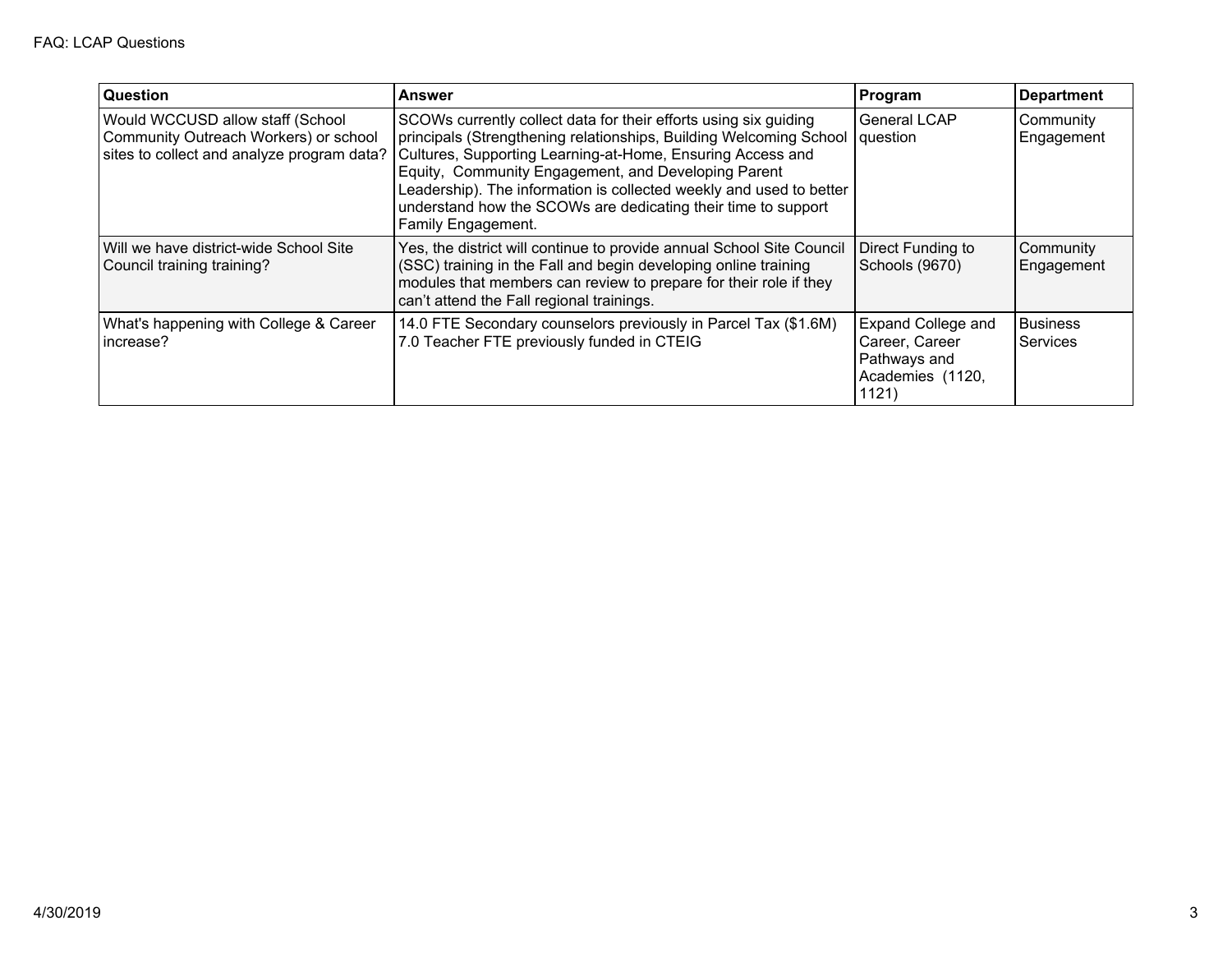| Question | Answer | Program | Department |
|---|---|---|---|
| Would WCCUSD allow staff (School Community Outreach Workers) or school sites to collect and analyze program data? | SCOWs currently collect data for their efforts using six guiding principals (Strengthening relationships, Building Welcoming School Cultures, Supporting Learning-at-Home, Ensuring Access and Equity, Community Engagement, and Developing Parent Leadership). The information is collected weekly and used to better understand how the SCOWs are dedicating their time to support Family Engagement. | General LCAP question | Community Engagement |
| Will we have district-wide School Site Council training training? | Yes, the district will continue to provide annual School Site Council (SSC) training in the Fall and begin developing online training modules that members can review to prepare for their role if they can't attend the Fall regional trainings. | Direct Funding to Schools (9670) | Community Engagement |
| What's happening with College & Career increase? | 14.0 FTE Secondary counselors previously in Parcel Tax ($1.6M)<br>7.0 Teacher FTE previously funded in CTEIG | Expand College and Career, Career Pathways and Academies (1120, 1121) | Business Services |